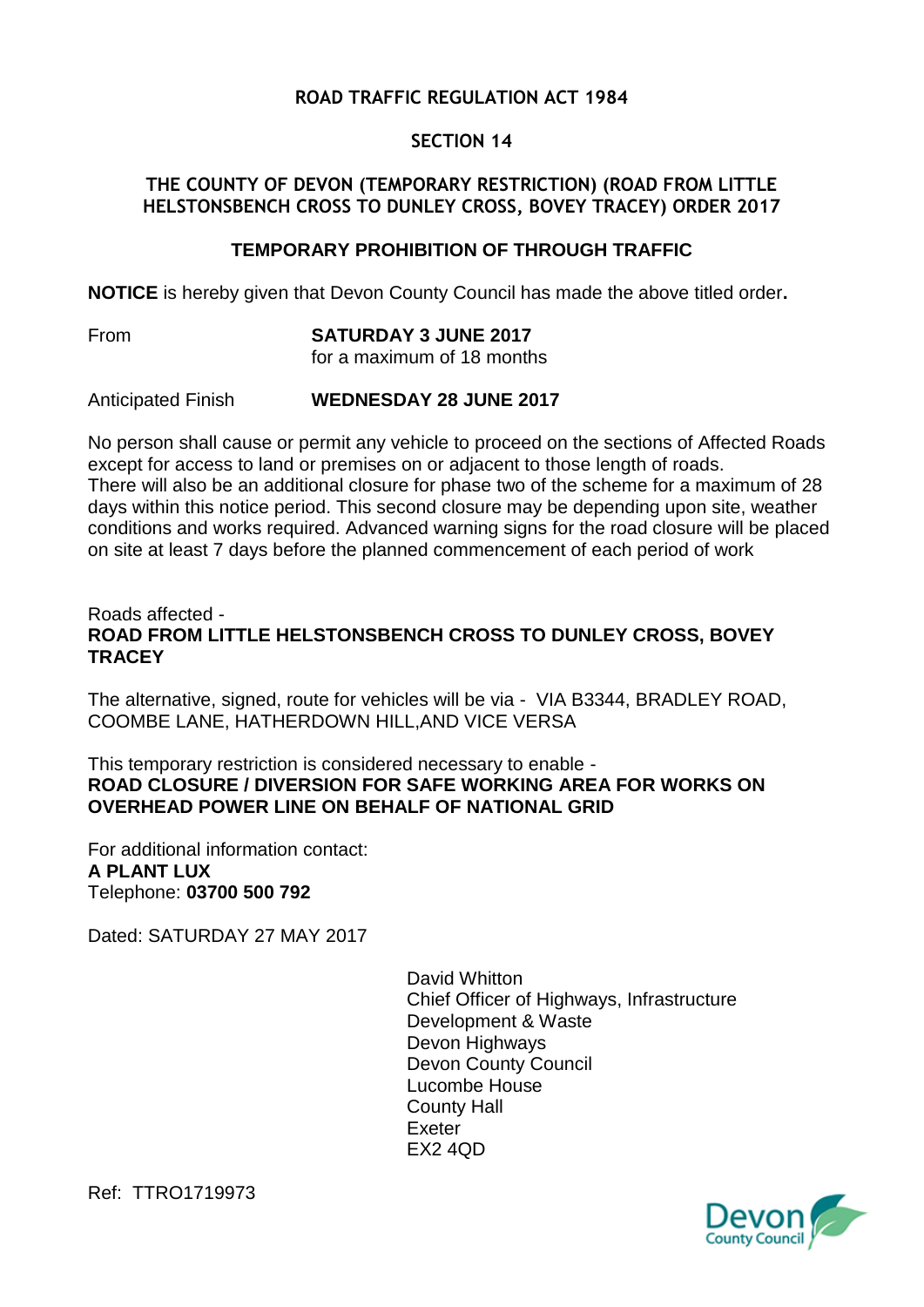**ROAD TRAFFIC REGULATION ACT 1984**

**SECTION 14**

**THE COUNTY OF DEVON (TEMPORARY RESTRICTION) (ROAD FROM LITTLE HELSTONSBENCH CROSS TO DUNLEY CROSS, BOVEY TRACEY) ORDER 2017**

**TEMPORARY PROHIBITION OF THROUGH TRAFFIC**

**NOTICE** is hereby given that Devon County Council has made the above titled order**.**

From **SATURDAY 3 JUNE 2017**
for a maximum of 18 months

Anticipated Finish **WEDNESDAY 28 JUNE 2017**

No person shall cause or permit any vehicle to proceed on the sections of Affected Roads except for access to land or premises on or adjacent to those length of roads.
There will also be an additional closure for phase two of the scheme for a maximum of 28 days within this notice period. This second closure may be depending upon site, weather conditions and works required. Advanced warning signs for the road closure will be placed on site at least 7 days before the planned commencement of each period of work

Roads affected -
**ROAD FROM LITTLE HELSTONSBENCH CROSS TO DUNLEY CROSS, BOVEY TRACEY**

The alternative, signed, route for vehicles will be via - VIA B3344, BRADLEY ROAD, COOMBE LANE, HATHERDOWN HILL,AND VICE VERSA

This temporary restriction is considered necessary to enable -
**ROAD CLOSURE / DIVERSION FOR SAFE WORKING AREA FOR WORKS ON OVERHEAD POWER LINE ON BEHALF OF NATIONAL GRID**

For additional information contact:
**A PLANT LUX**
Telephone: **03700 500 792**

Dated: SATURDAY 27 MAY 2017

David Whitton
Chief Officer of Highways, Infrastructure Development & Waste
Devon Highways
Devon County Council
Lucombe House
County Hall
Exeter
EX2 4QD

Ref: TTRO1719973

Devon County Council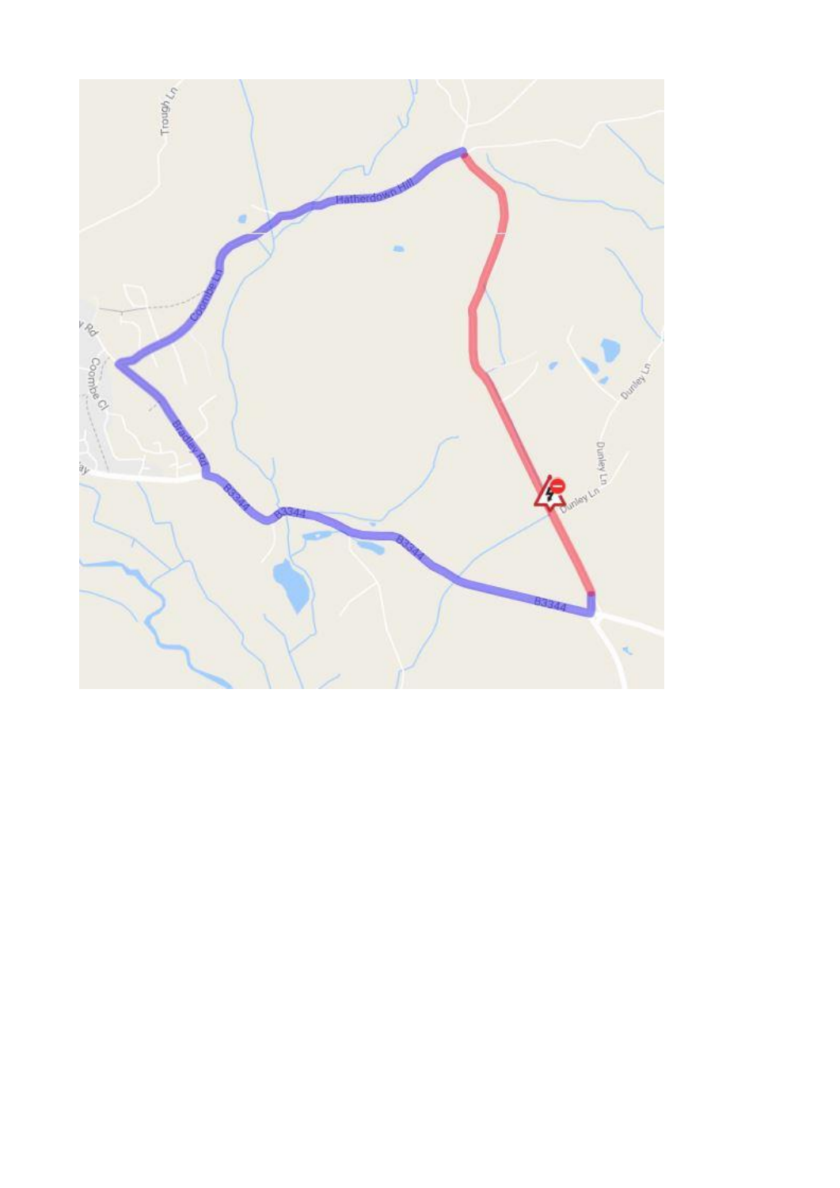Trough Ln

Hatherdown Hill

Coombe Ln

y Rd

Coombe Cl

Bradley Rd

ay

B3344

B3344

B3344

B3344

Dunley Ln

Dunley Ln

Dunley Ln